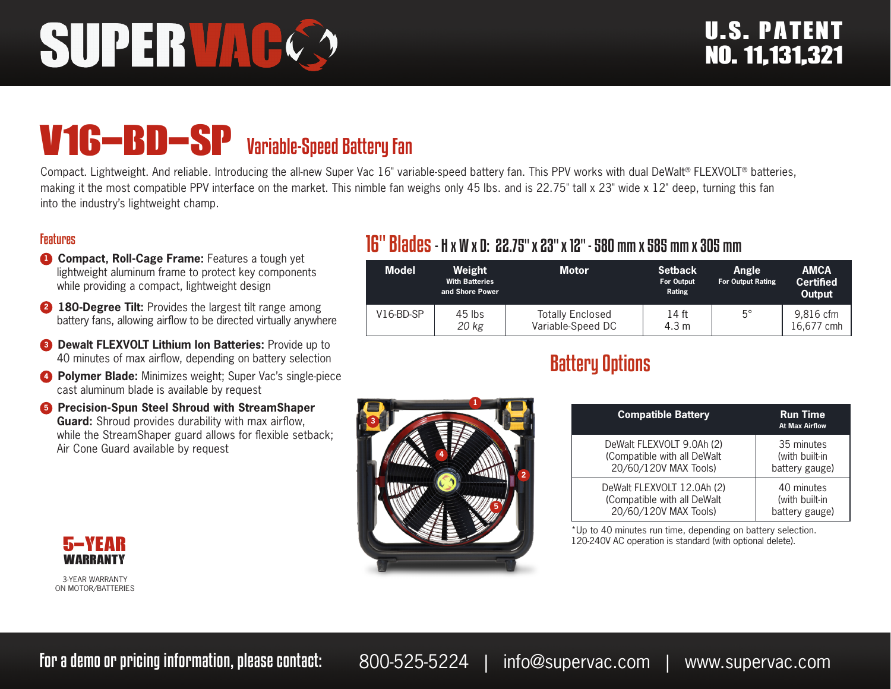# SUPERVAC

U.S. PATENT NO. 11,131,321

## V16-BD-SP Variable-Speed Battery Fan

Compact. Lightweight. And reliable. Introducing the all-new Super Vac 16" variable-speed battery fan. This PPV works with dual DeWalt® FLEXVOLT® batteries, making it the most compatible PPV interface on the market. This nimble fan weighs only 45 lbs. and is 22.75" tall x 23" wide x 12" deep, turning this fan into the industry's lightweight champ.

### Features

1. **Compact, Roll-Cage Frame:** Features a tough yet lightweight aluminum frame to protect key components while providing a compact, lightweight design
2. **180-Degree Tilt:** Provides the largest tilt range among battery fans, allowing airflow to be directed virtually anywhere
3. **Dewalt FLEXVOLT Lithium Ion Batteries:** Provide up to 40 minutes of max airflow, depending on battery selection
4. **Polymer Blade:** Minimizes weight; Super Vac's single-piece cast aluminum blade is available by request
5. **Precision-Spun Steel Shroud with StreamShaper Guard:** Shroud provides durability with max airflow, while the StreamShaper guard allows for flexible setback; Air Cone Guard available by request

**5-YEAR WARRANTY**

3-YEAR WARRANTY ON MOTOR/BATTERIES

### 16" Blades - H x W x D: 22.75" x 23" x 12" - 580 mm x 585 mm x 305 mm

| Model | Weight With Batteries and Shore Power | Motor | Setback For Output Rating | Angle For Output Rating | AMCA Certified Output |
|---|---|---|---|---|---|
| V16-BD-SP | 45 lbs *20 kg* | Totally Enclosed Variable-Speed DC | 14 ft 4.3 m | 5° | 9,816 cfm 16,677 cmh |

### Battery Options

| Compatible Battery | Run Time At Max Airflow |
|---|---|
| DeWalt FLEXVOLT 9.0Ah (2) (Compatible with all DeWalt 20/60/120V MAX Tools) | 35 minutes (with built-in battery gauge) |
| DeWalt FLEXVOLT 12.0Ah (2) (Compatible with all DeWalt 20/60/120V MAX Tools) | 40 minutes (with built-in battery gauge) |

*Up to 40 minutes run time, depending on battery selection. 120-240V AC operation is standard (with optional delete).

**For a demo or pricing information, please contact:** 800-525-5224 | info@supervac.com | www.supervac.com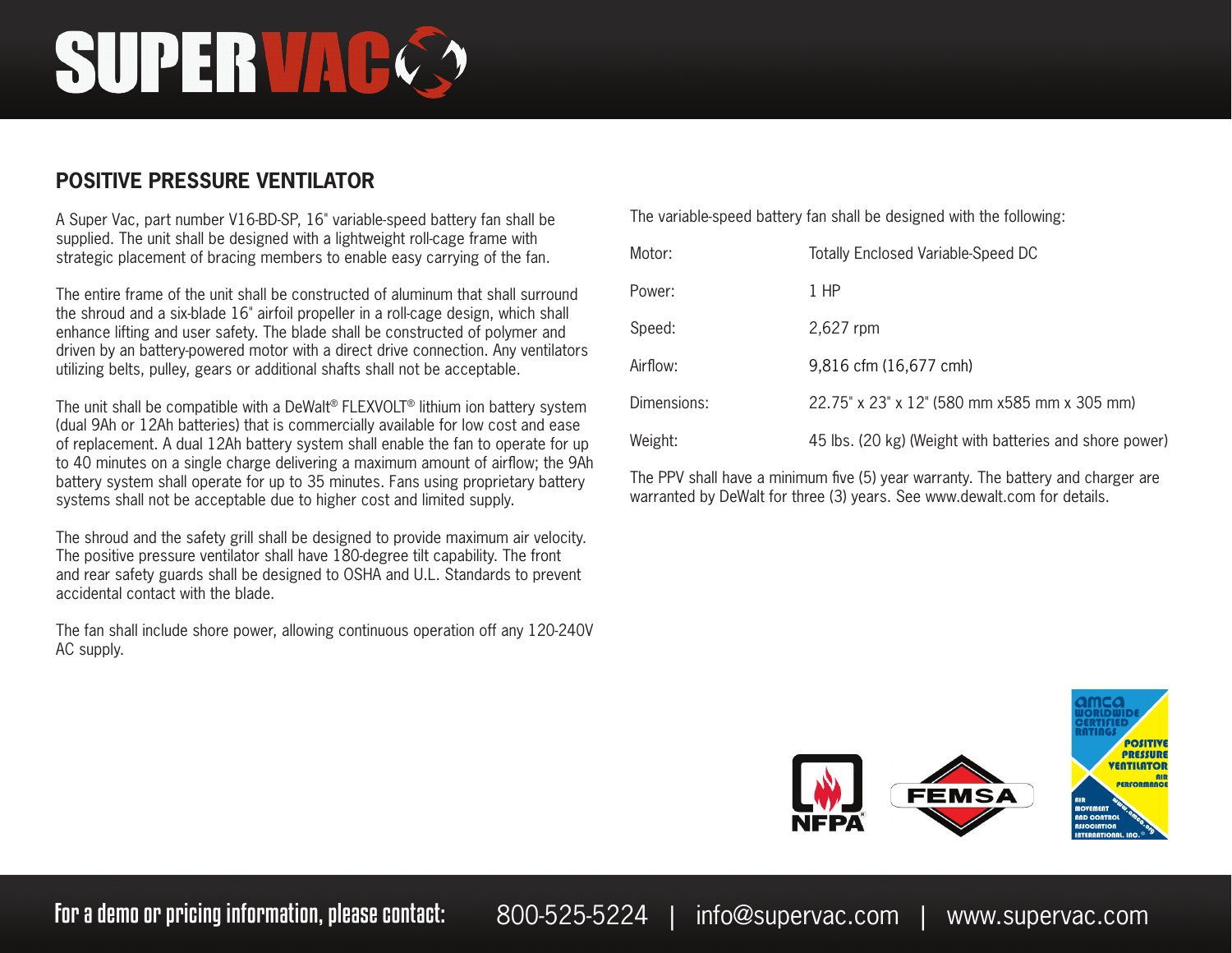# SUPERVAC

## POSITIVE PRESSURE VENTILATOR

A Super Vac, part number V16-BD-SP, 16" variable-speed battery fan shall be supplied. The unit shall be designed with a lightweight roll-cage frame with strategic placement of bracing members to enable easy carrying of the fan.

The entire frame of the unit shall be constructed of aluminum that shall surround the shroud and a six-blade 16" airfoil propeller in a roll-cage design, which shall enhance lifting and user safety. The blade shall be constructed of polymer and driven by an battery-powered motor with a direct drive connection. Any ventilators utilizing belts, pulley, gears or additional shafts shall not be acceptable.

The unit shall be compatible with a DeWalt® FLEXVOLT® lithium ion battery system (dual 9Ah or 12Ah batteries) that is commercially available for low cost and ease of replacement. A dual 12Ah battery system shall enable the fan to operate for up to 40 minutes on a single charge delivering a maximum amount of airflow; the 9Ah battery system shall operate for up to 35 minutes. Fans using proprietary battery systems shall not be acceptable due to higher cost and limited supply.

The shroud and the safety grill shall be designed to provide maximum air velocity. The positive pressure ventilator shall have 180-degree tilt capability. The front and rear safety guards shall be designed to OSHA and U.L. Standards to prevent accidental contact with the blade.

The fan shall include shore power, allowing continuous operation off any 120-240V AC supply.

The variable-speed battery fan shall be designed with the following:

| | |
|---|---|
| Motor: | Totally Enclosed Variable-Speed DC |
| Power: | 1 HP |
| Speed: | 2,627 rpm |
| Airflow: | 9,816 cfm (16,677 cmh) |
| Dimensions: | 22.75" x 23" x 12" (580 mm x585 mm x 305 mm) |
| Weight: | 45 lbs. (20 kg) (Weight with batteries and shore power) |

The PPV shall have a minimum five (5) year warranty. The battery and charger are warranted by DeWalt for three (3) years. See www.dewalt.com for details.

NFPA

FEMSA

amca WORLDWIDE CERTIFIED RATINGS
POSITIVE PRESSURE VENTILATOR AIR PERFORMANCE
AIR MOVEMENT AND CONTROL ASSOCIATION INTERNATIONAL, INC.®
www.amca.org

**For a demo or pricing information, please contact:** 800-525-5224 | info@supervac.com | www.supervac.com